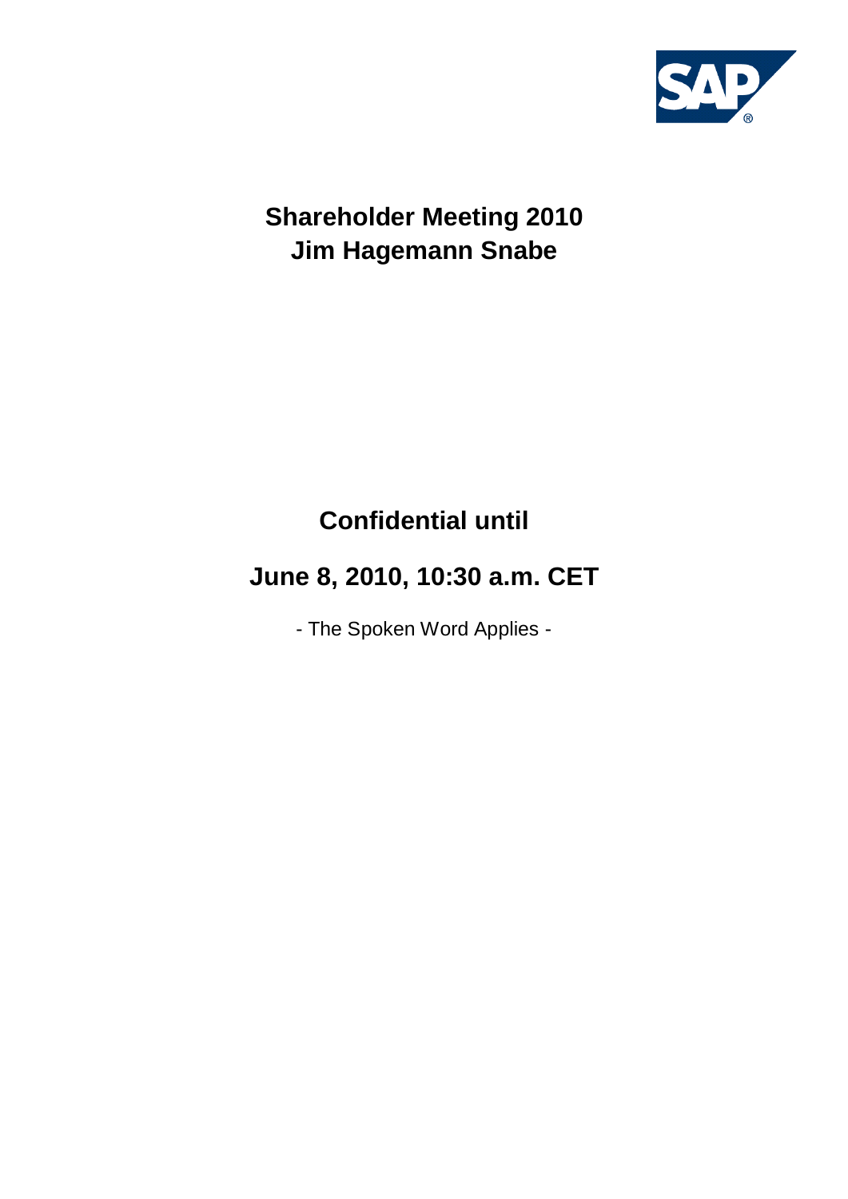# Shareholder Meeting 2010
# Jim Hagemann Snabe

## Confidential until

## June 8, 2010, 10:30 a.m. CET

- The Spoken Word Applies -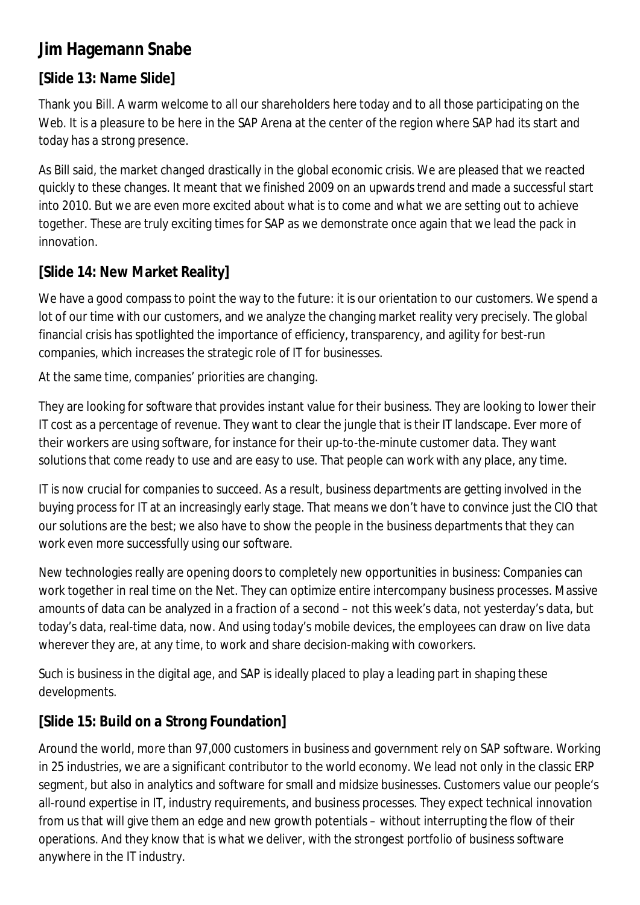## Jim Hagemann Snabe

### [Slide 13: Name Slide]

Thank you Bill. A warm welcome to all our shareholders here today and to all those participating on the Web. It is a pleasure to be here in the SAP Arena at the center of the region where SAP had its start and today has a strong presence.

As Bill said, the market changed drastically in the global economic crisis. We are pleased that we reacted quickly to these changes. It meant that we finished 2009 on an upwards trend and made a successful start into 2010. But we are even more excited about what is to come and what we are setting out to achieve together. These are truly exciting times for SAP as we demonstrate once again that we lead the pack in innovation.

### [Slide 14: New Market Reality]

We have a good compass to point the way to the future: it is our orientation to our customers. We spend a lot of our time with our customers, and we analyze the changing market reality very precisely. The global financial crisis has spotlighted the importance of efficiency, transparency, and agility for best-run companies, which increases the strategic role of IT for businesses.

At the same time, companies' priorities are changing.

They are looking for software that provides instant value for their business. They are looking to lower their IT cost as a percentage of revenue. They want to clear the jungle that is their IT landscape. Ever more of their workers are using software, for instance for their up-to-the-minute customer data. They want solutions that come ready to use and are easy to use. That people can work with any place, any time.

IT is now crucial for companies to succeed. As a result, business departments are getting involved in the buying process for IT at an increasingly early stage. That means we don't have to convince just the CIO that our solutions are the best; we also have to show the people in the business departments that they can work even more successfully using our software.

New technologies really are opening doors to completely new opportunities in business: Companies can work together in real time on the Net. They can optimize entire intercompany business processes. Massive amounts of data can be analyzed in a fraction of a second – not this week's data, not yesterday's data, but today's data, real-time data, now. And using today's mobile devices, the employees can draw on live data wherever they are, at any time, to work and share decision-making with coworkers.

Such is business in the digital age, and SAP is ideally placed to play a leading part in shaping these developments.

### [Slide 15: Build on a Strong Foundation]

Around the world, more than 97,000 customers in business and government rely on SAP software. Working in 25 industries, we are a significant contributor to the world economy. We lead not only in the classic ERP segment, but also in analytics and software for small and midsize businesses. Customers value our people's all-round expertise in IT, industry requirements, and business processes. They expect technical innovation from us that will give them an edge and new growth potentials – without interrupting the flow of their operations. And they know that is what we deliver, with the strongest portfolio of business software anywhere in the IT industry.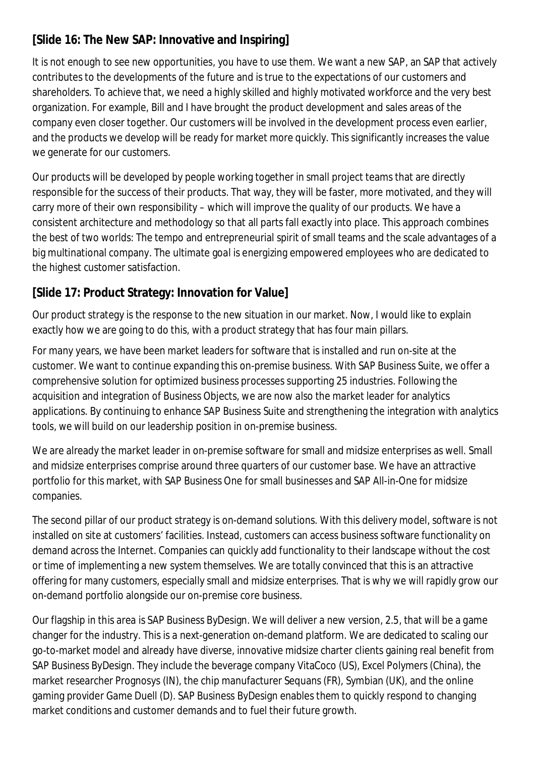### [Slide 16: The New SAP: Innovative and Inspiring]

It is not enough to see new opportunities, you have to use them. We want a new SAP, an SAP that actively contributes to the developments of the future and is true to the expectations of our customers and shareholders. To achieve that, we need a highly skilled and highly motivated workforce and the very best organization. For example, Bill and I have brought the product development and sales areas of the company even closer together. Our customers will be involved in the development process even earlier, and the products we develop will be ready for market more quickly. This significantly increases the value we generate for our customers.

Our products will be developed by people working together in small project teams that are directly responsible for the success of their products. That way, they will be faster, more motivated, and they will carry more of their own responsibility – which will improve the quality of our products. We have a consistent architecture and methodology so that all parts fall exactly into place. This approach combines the best of two worlds: The tempo and entrepreneurial spirit of small teams and the scale advantages of a big multinational company. The ultimate goal is energizing empowered employees who are dedicated to the highest customer satisfaction.

### [Slide 17: Product Strategy: Innovation for Value]

Our product strategy is the response to the new situation in our market. Now, I would like to explain exactly how we are going to do this, with a product strategy that has four main pillars.

For many years, we have been market leaders for software that is installed and run on-site at the customer. We want to continue expanding this on-premise business. With SAP Business Suite, we offer a comprehensive solution for optimized business processes supporting 25 industries. Following the acquisition and integration of Business Objects, we are now also the market leader for analytics applications. By continuing to enhance SAP Business Suite and strengthening the integration with analytics tools, we will build on our leadership position in on-premise business.

We are already the market leader in on-premise software for small and midsize enterprises as well. Small and midsize enterprises comprise around three quarters of our customer base. We have an attractive portfolio for this market, with SAP Business One for small businesses and SAP All-in-One for midsize companies.

The second pillar of our product strategy is on-demand solutions. With this delivery model, software is not installed on site at customers' facilities. Instead, customers can access business software functionality on demand across the Internet. Companies can quickly add functionality to their landscape without the cost or time of implementing a new system themselves. We are totally convinced that this is an attractive offering for many customers, especially small and midsize enterprises. That is why we will rapidly grow our on-demand portfolio alongside our on-premise core business.

Our flagship in this area is SAP Business ByDesign. We will deliver a new version, 2.5, that will be a game changer for the industry. This is a next-generation on-demand platform. We are dedicated to scaling our go-to-market model and already have diverse, innovative midsize charter clients gaining real benefit from SAP Business ByDesign. They include the beverage company VitaCoco (US), Excel Polymers (China), the market researcher Prognosys (IN), the chip manufacturer Sequans (FR), Symbian (UK), and the online gaming provider Game Duell (D). SAP Business ByDesign enables them to quickly respond to changing market conditions and customer demands and to fuel their future growth.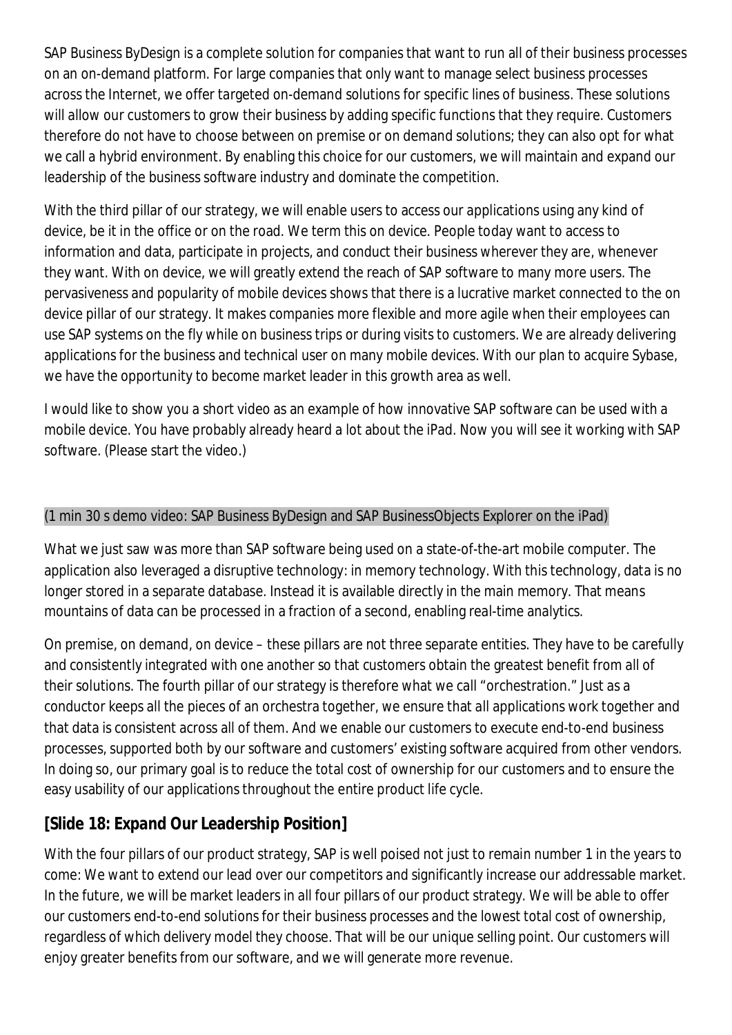SAP Business ByDesign is a complete solution for companies that want to run all of their business processes on an on-demand platform. For large companies that only want to manage select business processes across the Internet, we offer targeted on-demand solutions for specific lines of business. These solutions will allow our customers to grow their business by adding specific functions that they require. Customers therefore do not have to choose between on premise or on demand solutions; they can also opt for what we call a hybrid environment. By enabling this choice for our customers, we will maintain and expand our leadership of the business software industry and dominate the competition.

With the third pillar of our strategy, we will enable users to access our applications using any kind of device, be it in the office or on the road. We term this on device. People today want to access to information and data, participate in projects, and conduct their business wherever they are, whenever they want. With on device, we will greatly extend the reach of SAP software to many more users. The pervasiveness and popularity of mobile devices shows that there is a lucrative market connected to the on device pillar of our strategy. It makes companies more flexible and more agile when their employees can use SAP systems on the fly while on business trips or during visits to customers. We are already delivering applications for the business and technical user on many mobile devices. With our plan to acquire Sybase, we have the opportunity to become market leader in this growth area as well.

I would like to show you a short video as an example of how innovative SAP software can be used with a mobile device. You have probably already heard a lot about the iPad. Now you will see it working with SAP software. (Please start the video.)

(1 min 30 s demo video: SAP Business ByDesign and SAP BusinessObjects Explorer on the iPad)

What we just saw was more than SAP software being used on a state-of-the-art mobile computer. The application also leveraged a disruptive technology: in memory technology. With this technology, data is no longer stored in a separate database. Instead it is available directly in the main memory. That means mountains of data can be processed in a fraction of a second, enabling real-time analytics.

On premise, on demand, on device – these pillars are not three separate entities. They have to be carefully and consistently integrated with one another so that customers obtain the greatest benefit from all of their solutions. The fourth pillar of our strategy is therefore what we call "orchestration." Just as a conductor keeps all the pieces of an orchestra together, we ensure that all applications work together and that data is consistent across all of them. And we enable our customers to execute end-to-end business processes, supported both by our software and customers' existing software acquired from other vendors. In doing so, our primary goal is to reduce the total cost of ownership for our customers and to ensure the easy usability of our applications throughout the entire product life cycle.

## [Slide 18: Expand Our Leadership Position]

With the four pillars of our product strategy, SAP is well poised not just to remain number 1 in the years to come: We want to extend our lead over our competitors and significantly increase our addressable market. In the future, we will be market leaders in all four pillars of our product strategy. We will be able to offer our customers end-to-end solutions for their business processes and the lowest total cost of ownership, regardless of which delivery model they choose. That will be our unique selling point. Our customers will enjoy greater benefits from our software, and we will generate more revenue.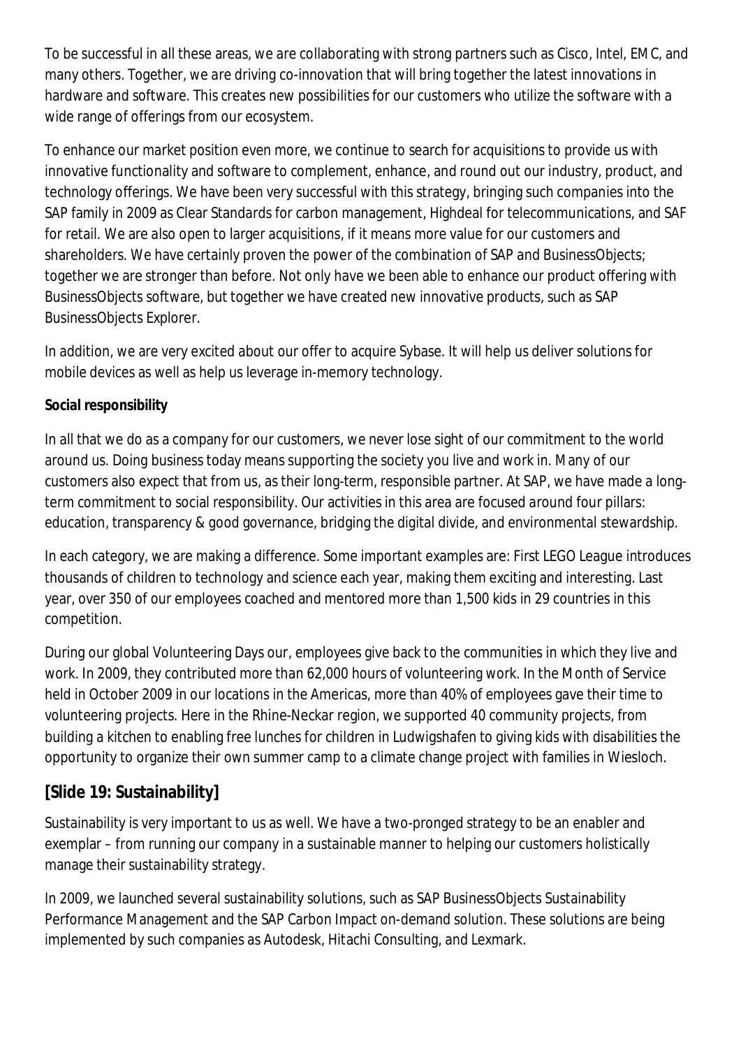To be successful in all these areas, we are collaborating with strong partners such as Cisco, Intel, EMC, and many others. Together, we are driving co-innovation that will bring together the latest innovations in hardware and software. This creates new possibilities for our customers who utilize the software with a wide range of offerings from our ecosystem.

To enhance our market position even more, we continue to search for acquisitions to provide us with innovative functionality and software to complement, enhance, and round out our industry, product, and technology offerings. We have been very successful with this strategy, bringing such companies into the SAP family in 2009 as Clear Standards for carbon management, Highdeal for telecommunications, and SAF for retail. We are also open to larger acquisitions, if it means more value for our customers and shareholders. We have certainly proven the power of the combination of SAP and BusinessObjects; together we are stronger than before. Not only have we been able to enhance our product offering with BusinessObjects software, but together we have created new innovative products, such as SAP BusinessObjects Explorer.

In addition, we are very excited about our offer to acquire Sybase. It will help us deliver solutions for mobile devices as well as help us leverage in-memory technology.

**Social responsibility**

In all that we do as a company for our customers, we never lose sight of our commitment to the world around us. Doing business today means supporting the society you live and work in. Many of our customers also expect that from us, as their long-term, responsible partner. At SAP, we have made a long-term commitment to social responsibility. Our activities in this area are focused around four pillars: education, transparency & good governance, bridging the digital divide, and environmental stewardship.

In each category, we are making a difference. Some important examples are: First LEGO League introduces thousands of children to technology and science each year, making them exciting and interesting. Last year, over 350 of our employees coached and mentored more than 1,500 kids in 29 countries in this competition.

During our global Volunteering Days our, employees give back to the communities in which they live and work. In 2009, they contributed more than 62,000 hours of volunteering work. In the Month of Service held in October 2009 in our locations in the Americas, more than 40% of employees gave their time to volunteering projects. Here in the Rhine-Neckar region, we supported 40 community projects, from building a kitchen to enabling free lunches for children in Ludwigshafen to giving kids with disabilities the opportunity to organize their own summer camp to a climate change project with families in Wiesloch.

## [Slide 19: Sustainability]

Sustainability is very important to us as well. We have a two-pronged strategy to be an enabler and exemplar – from running our company in a sustainable manner to helping our customers holistically manage their sustainability strategy.

In 2009, we launched several sustainability solutions, such as SAP BusinessObjects Sustainability Performance Management and the SAP Carbon Impact on-demand solution. These solutions are being implemented by such companies as Autodesk, Hitachi Consulting, and Lexmark.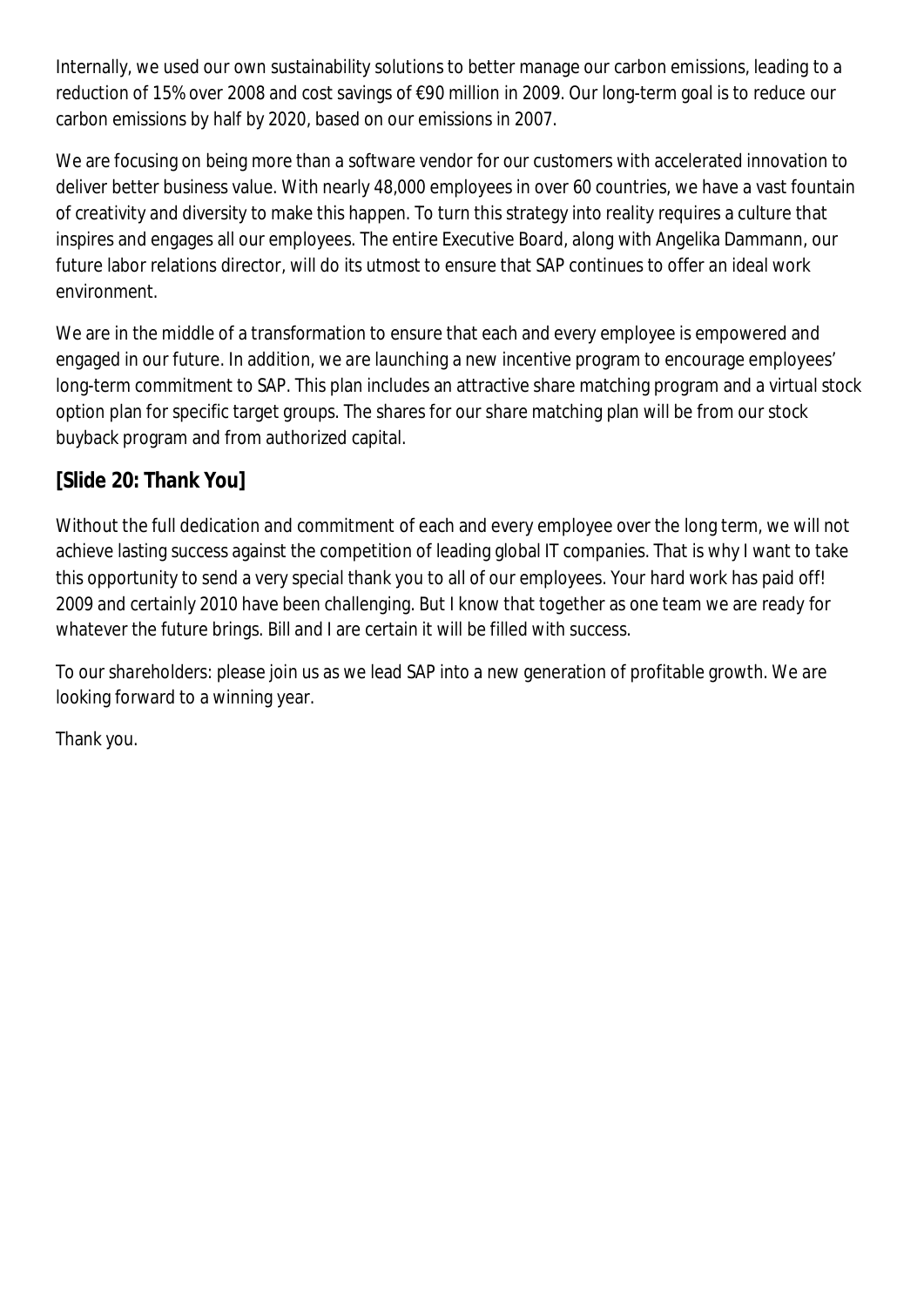Internally, we used our own sustainability solutions to better manage our carbon emissions, leading to a reduction of 15% over 2008 and cost savings of €90 million in 2009. Our long-term goal is to reduce our carbon emissions by half by 2020, based on our emissions in 2007.

We are focusing on being more than a software vendor for our customers with accelerated innovation to deliver better business value. With nearly 48,000 employees in over 60 countries, we have a vast fountain of creativity and diversity to make this happen. To turn this strategy into reality requires a culture that inspires and engages all our employees. The entire Executive Board, along with Angelika Dammann, our future labor relations director, will do its utmost to ensure that SAP continues to offer an ideal work environment.

We are in the middle of a transformation to ensure that each and every employee is empowered and engaged in our future. In addition, we are launching a new incentive program to encourage employees' long-term commitment to SAP. This plan includes an attractive share matching program and a virtual stock option plan for specific target groups. The shares for our share matching plan will be from our stock buyback program and from authorized capital.

**[Slide 20: Thank You]**

Without the full dedication and commitment of each and every employee over the long term, we will not achieve lasting success against the competition of leading global IT companies. That is why I want to take this opportunity to send a very special thank you to all of our employees. Your hard work has paid off! 2009 and certainly 2010 have been challenging. But I know that together as one team we are ready for whatever the future brings. Bill and I are certain it will be filled with success.

To our shareholders: please join us as we lead SAP into a new generation of profitable growth. We are looking forward to a winning year.

Thank you.